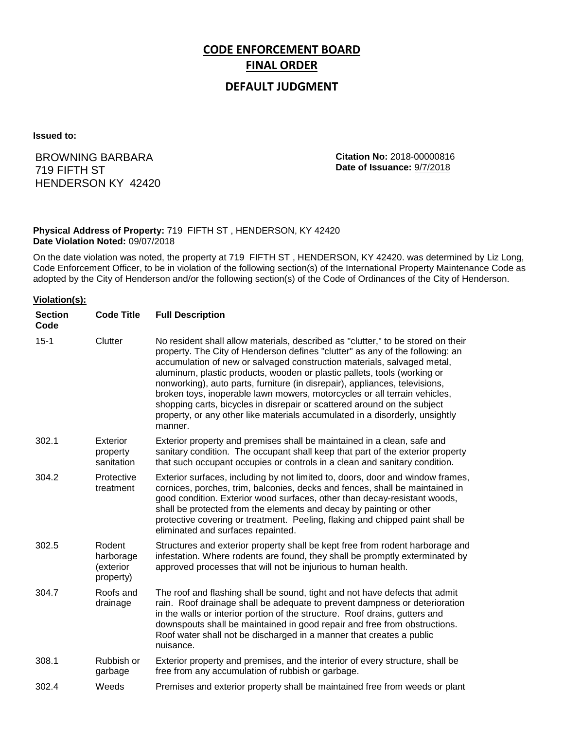# CODE ENFORCEMENT BOARD
# FINAL ORDER
## DEFAULT JUDGMENT

**Issued to:**

BROWNING BARBARA
719 FIFTH ST
HENDERSON KY 42420

**Citation No:** 2018-00000816
**Date of Issuance:** 9/7/2018

**Physical Address of Property:** 719 FIFTH ST , HENDERSON, KY 42420
**Date Violation Noted:** 09/07/2018

On the date violation was noted, the property at 719 FIFTH ST , HENDERSON, KY 42420. was determined by Liz Long, Code Enforcement Officer, to be in violation of the following section(s) of the International Property Maintenance Code as adopted by the City of Henderson and/or the following section(s) of the Code of Ordinances of the City of Henderson.

**Violation(s):**

| Section Code | Code Title | Full Description |
|---|---|---|
| 15-1 | Clutter | No resident shall allow materials, described as "clutter," to be stored on their property. The City of Henderson defines "clutter" as any of the following: an accumulation of new or salvaged construction materials, salvaged metal, aluminum, plastic products, wooden or plastic pallets, tools (working or nonworking), auto parts, furniture (in disrepair), appliances, televisions, broken toys, inoperable lawn mowers, motorcycles or all terrain vehicles, shopping carts, bicycles in disrepair or scattered around on the subject property, or any other like materials accumulated in a disorderly, unsightly manner. |
| 302.1 | Exterior property sanitation | Exterior property and premises shall be maintained in a clean, safe and sanitary condition. The occupant shall keep that part of the exterior property that such occupant occupies or controls in a clean and sanitary condition. |
| 304.2 | Protective treatment | Exterior surfaces, including by not limited to, doors, door and window frames, cornices, porches, trim, balconies, decks and fences, shall be maintained in good condition. Exterior wood surfaces, other than decay-resistant woods, shall be protected from the elements and decay by painting or other protective covering or treatment. Peeling, flaking and chipped paint shall be eliminated and surfaces repainted. |
| 302.5 | Rodent harborage (exterior property) | Structures and exterior property shall be kept free from rodent harborage and infestation. Where rodents are found, they shall be promptly exterminated by approved processes that will not be injurious to human health. |
| 304.7 | Roofs and drainage | The roof and flashing shall be sound, tight and not have defects that admit rain. Roof drainage shall be adequate to prevent dampness or deterioration in the walls or interior portion of the structure. Roof drains, gutters and downspouts shall be maintained in good repair and free from obstructions. Roof water shall not be discharged in a manner that creates a public nuisance. |
| 308.1 | Rubbish or garbage | Exterior property and premises, and the interior of every structure, shall be free from any accumulation of rubbish or garbage. |
| 302.4 | Weeds | Premises and exterior property shall be maintained free from weeds or plant |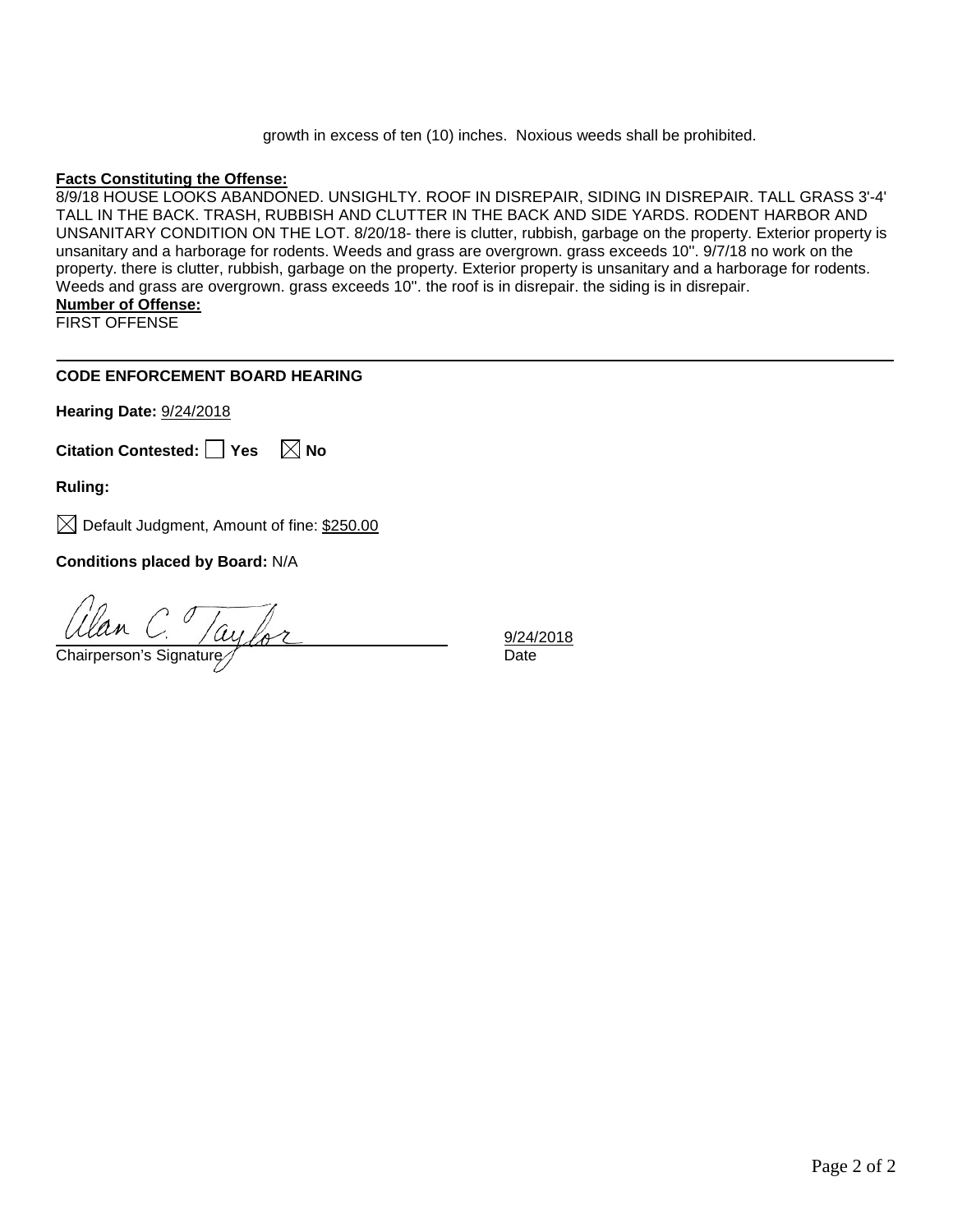growth in excess of ten (10) inches. Noxious weeds shall be prohibited.

**Facts Constituting the Offense:**
8/9/18 HOUSE LOOKS ABANDONED. UNSIGHLTY. ROOF IN DISREPAIR, SIDING IN DISREPAIR. TALL GRASS 3'-4' TALL IN THE BACK. TRASH, RUBBISH AND CLUTTER IN THE BACK AND SIDE YARDS. RODENT HARBOR AND UNSANITARY CONDITION ON THE LOT. 8/20/18- there is clutter, rubbish, garbage on the property. Exterior property is unsanitary and a harborage for rodents. Weeds and grass are overgrown. grass exceeds 10''. 9/7/18 no work on the property. there is clutter, rubbish, garbage on the property. Exterior property is unsanitary and a harborage for rodents. Weeds and grass are overgrown. grass exceeds 10''. the roof is in disrepair. the siding is in disrepair.

**Number of Offense:**
FIRST OFFENSE

---

**CODE ENFORCEMENT BOARD HEARING**

**Hearing Date:** 9/24/2018

**Citation Contested:** ☐ Yes ☒ No

**Ruling:**

☒ Default Judgment, Amount of fine: $250.00

**Conditions placed by Board:** N/A

Alan C. Taylor
Chairperson's Signature

9/24/2018
Date